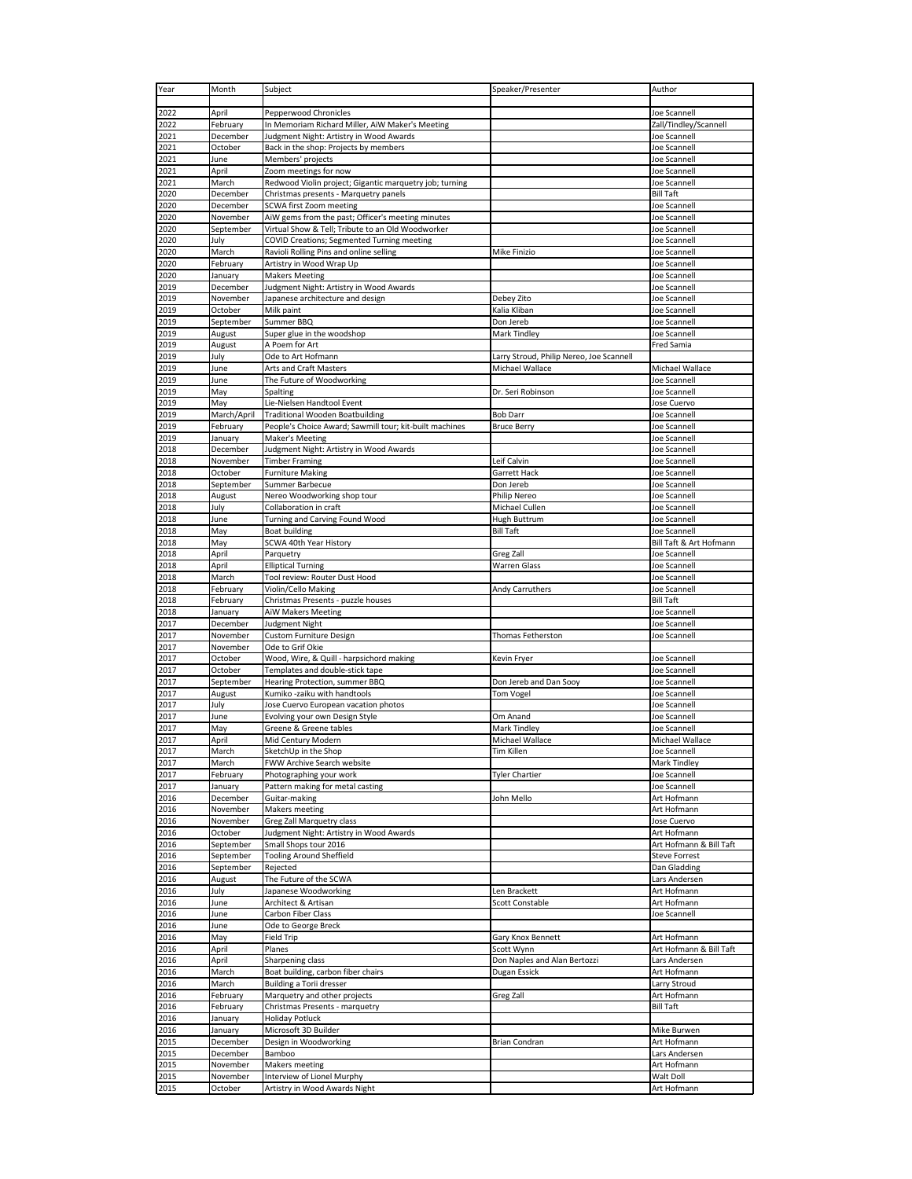| Year | Month | Subject | Speaker/Presenter | Author |
|---|---|---|---|---|
| | | | | |
| 2022 | April | Pepperwood Chronicles | | Joe Scannell |
| 2022 | February | In Memoriam Richard Miller, AiW Maker's Meeting | | Zall/Tindley/Scannell |
| 2021 | December | Judgment Night: Artistry in Wood Awards | | Joe Scannell |
| 2021 | October | Back in the shop: Projects by members | | Joe Scannell |
| 2021 | June | Members' projects | | Joe Scannell |
| 2021 | April | Zoom meetings for now | | Joe Scannell |
| 2021 | March | Redwood Violin project; Gigantic marquetry job; turning | | Joe Scannell |
| 2020 | December | Christmas presents - Marquetry panels | | Bill Taft |
| 2020 | December | SCWA first Zoom meeting | | Joe Scannell |
| 2020 | November | AiW gems from the past; Officer's meeting minutes | | Joe Scannell |
| 2020 | September | Virtual Show & Tell; Tribute to an Old Woodworker | | Joe Scannell |
| 2020 | July | COVID Creations; Segmented Turning meeting | | Joe Scannell |
| 2020 | March | Ravioli Rolling Pins and online selling | Mike Finizio | Joe Scannell |
| 2020 | February | Artistry in Wood Wrap Up | | Joe Scannell |
| 2020 | January | Makers Meeting | | Joe Scannell |
| 2019 | December | Judgment Night: Artistry in Wood Awards | | Joe Scannell |
| 2019 | November | Japanese architecture and design | Debey Zito | Joe Scannell |
| 2019 | October | Milk paint | Kalia Kliban | Joe Scannell |
| 2019 | September | Summer BBQ | Don Jereb | Joe Scannell |
| 2019 | August | Super glue in the woodshop | Mark Tindley | Joe Scannell |
| 2019 | August | A Poem for Art | | Fred Samia |
| 2019 | July | Ode to Art Hofmann | Larry Stroud, Philip Nereo, Joe Scannell | |
| 2019 | June | Arts and Craft Masters | Michael Wallace | Michael Wallace |
| 2019 | June | The Future of Woodworking | | Joe Scannell |
| 2019 | May | Spalting | Dr. Seri Robinson | Joe Scannell |
| 2019 | May | Lie-Nielsen Handtool Event | | Jose Cuervo |
| 2019 | March/April | Traditional Wooden Boatbuilding | Bob Darr | Joe Scannell |
| 2019 | February | People's Choice Award; Sawmill tour; kit-built machines | Bruce Berry | Joe Scannell |
| 2019 | January | Maker's Meeting | | Joe Scannell |
| 2018 | December | Judgment Night: Artistry in Wood Awards | | Joe Scannell |
| 2018 | November | Timber Framing | Leif Calvin | Joe Scannell |
| 2018 | October | Furniture Making | Garrett Hack | Joe Scannell |
| 2018 | September | Summer Barbecue | Don Jereb | Joe Scannell |
| 2018 | August | Nereo Woodworking shop tour | Philip Nereo | Joe Scannell |
| 2018 | July | Collaboration in craft | Michael Cullen | Joe Scannell |
| 2018 | June | Turning and Carving Found Wood | Hugh Buttrum | Joe Scannell |
| 2018 | May | Boat building | Bill Taft | Joe Scannell |
| 2018 | May | SCWA 40th Year History | | Bill Taft & Art Hofmann |
| 2018 | April | Parquetry | Greg Zall | Joe Scannell |
| 2018 | April | Elliptical Turning | Warren Glass | Joe Scannell |
| 2018 | March | Tool review: Router Dust Hood | | Joe Scannell |
| 2018 | February | Violin/Cello Making | Andy Carruthers | Joe Scannell |
| 2018 | February | Christmas Presents - puzzle houses | | Bill Taft |
| 2018 | January | AiW Makers Meeting | | Joe Scannell |
| 2017 | December | Judgment Night | | Joe Scannell |
| 2017 | November | Custom Furniture Design | Thomas Fetherston | Joe Scannell |
| 2017 | November | Ode to Grif Okie | | |
| 2017 | October | Wood, Wire, & Quill - harpsichord making | Kevin Fryer | Joe Scannell |
| 2017 | October | Templates and double-stick tape | | Joe Scannell |
| 2017 | September | Hearing Protection, summer BBQ | Don Jereb and Dan Sooy | Joe Scannell |
| 2017 | August | Kumiko -zaiku with handtools | Tom Vogel | Joe Scannell |
| 2017 | July | Jose Cuervo European vacation photos | | Joe Scannell |
| 2017 | June | Evolving your own Design Style | Om Anand | Joe Scannell |
| 2017 | May | Greene & Greene tables | Mark Tindley | Joe Scannell |
| 2017 | April | Mid Century Modern | Michael Wallace | Michael Wallace |
| 2017 | March | SketchUp in the Shop | Tim Killen | Joe Scannell |
| 2017 | March | FWW Archive Search website | | Mark Tindley |
| 2017 | February | Photographing your work | Tyler Chartier | Joe Scannell |
| 2017 | January | Pattern making for metal casting | | Joe Scannell |
| 2016 | December | Guitar-making | John Mello | Art Hofmann |
| 2016 | November | Makers meeting | | Art Hofmann |
| 2016 | November | Greg Zall Marquetry class | | Jose Cuervo |
| 2016 | October | Judgment Night: Artistry in Wood Awards | | Art Hofmann |
| 2016 | September | Small Shops tour 2016 | | Art Hofmann & Bill Taft |
| 2016 | September | Tooling Around Sheffield | | Steve Forrest |
| 2016 | September | Rejected | | Dan Gladding |
| 2016 | August | The Future of the SCWA | | Lars Andersen |
| 2016 | July | Japanese Woodworking | Len Brackett | Art Hofmann |
| 2016 | June | Architect & Artisan | Scott Constable | Art Hofmann |
| 2016 | June | Carbon Fiber Class | | Joe Scannell |
| 2016 | June | Ode to George Breck | | |
| 2016 | May | Field Trip | Gary Knox Bennett | Art Hofmann |
| 2016 | April | Planes | Scott Wynn | Art Hofmann & Bill Taft |
| 2016 | April | Sharpening class | Don Naples and Alan Bertozzi | Lars Andersen |
| 2016 | March | Boat building, carbon fiber chairs | Dugan Essick | Art Hofmann |
| 2016 | March | Building a Torii dresser | | Larry Stroud |
| 2016 | February | Marquetry and other projects | Greg Zall | Art Hofmann |
| 2016 | February | Christmas Presents - marquetry | | Bill Taft |
| 2016 | January | Holiday Potluck | | |
| 2016 | January | Microsoft 3D Builder | | Mike Burwen |
| 2015 | December | Design in Woodworking | Brian Condran | Art Hofmann |
| 2015 | December | Bamboo | | Lars Andersen |
| 2015 | November | Makers meeting | | Art Hofmann |
| 2015 | November | Interview of Lionel Murphy | | Walt Doll |
| 2015 | October | Artistry in Wood Awards Night | | Art Hofmann |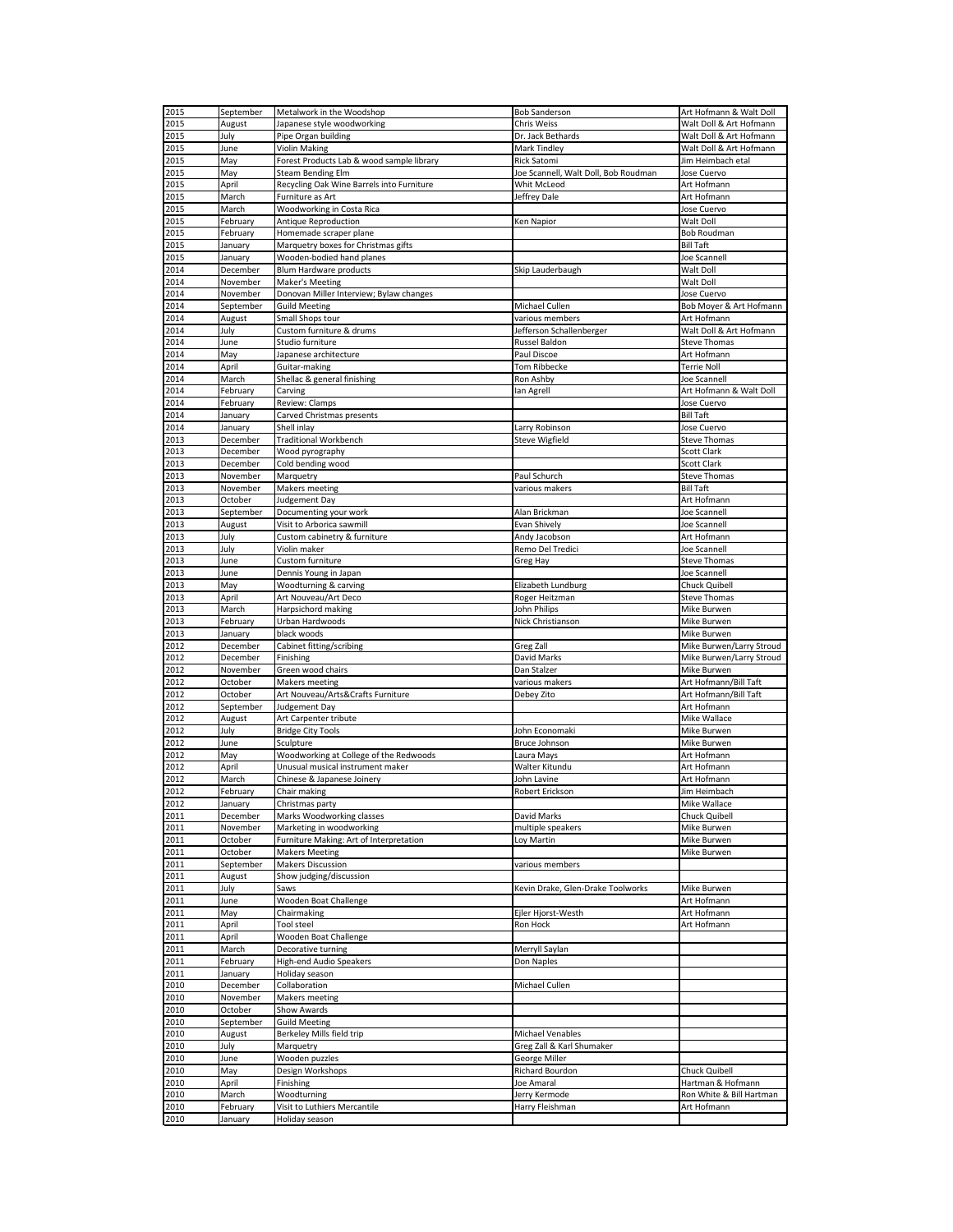| | | | | |
|---|---|---|---|---|
| 2015 | September | Metalwork in the Woodshop | Bob Sanderson | Art Hofmann & Walt Doll |
| 2015 | August | Japanese style woodworking | Chris Weiss | Walt Doll & Art Hofmann |
| 2015 | July | Pipe Organ building | Dr. Jack Bethards | Walt Doll & Art Hofmann |
| 2015 | June | Violin Making | Mark Tindley | Walt Doll & Art Hofmann |
| 2015 | May | Forest Products Lab & wood sample library | Rick Satomi | Jim Heimbach etal |
| 2015 | May | Steam Bending Elm | Joe Scannell, Walt Doll, Bob Roudman | Jose Cuervo |
| 2015 | April | Recycling Oak Wine Barrels into Furniture | Whit McLeod | Art Hofmann |
| 2015 | March | Furniture as Art | Jeffrey Dale | Art Hofmann |
| 2015 | March | Woodworking in Costa Rica | | Jose Cuervo |
| 2015 | February | Antique Reproduction | Ken Napior | Walt Doll |
| 2015 | February | Homemade scraper plane | | Bob Roudman |
| 2015 | January | Marquetry boxes for Christmas gifts | | Bill Taft |
| 2015 | January | Wooden-bodied hand planes | | Joe Scannell |
| 2014 | December | Blum Hardware products | Skip Lauderbaugh | Walt Doll |
| 2014 | November | Maker's Meeting | | Walt Doll |
| 2014 | November | Donovan Miller Interview; Bylaw changes | | Jose Cuervo |
| 2014 | September | Guild Meeting | Michael Cullen | Bob Moyer & Art Hofmann |
| 2014 | August | Small Shops tour | various members | Art Hofmann |
| 2014 | July | Custom furniture & drums | Jefferson Schallenberger | Walt Doll & Art Hofmann |
| 2014 | June | Studio furniture | Russel Baldon | Steve Thomas |
| 2014 | May | Japanese architecture | Paul Discoe | Art Hofmann |
| 2014 | April | Guitar-making | Tom Ribbecke | Terrie Noll |
| 2014 | March | Shellac & general finishing | Ron Ashby | Joe Scannell |
| 2014 | February | Carving | Ian Agrell | Art Hofmann & Walt Doll |
| 2014 | February | Review: Clamps | | Jose Cuervo |
| 2014 | January | Carved Christmas presents | | Bill Taft |
| 2014 | January | Shell inlay | Larry Robinson | Jose Cuervo |
| 2013 | December | Traditional Workbench | Steve Wigfield | Steve Thomas |
| 2013 | December | Wood pyrography | | Scott Clark |
| 2013 | December | Cold bending wood | | Scott Clark |
| 2013 | November | Marquetry | Paul Schurch | Steve Thomas |
| 2013 | November | Makers meeting | various makers | Bill Taft |
| 2013 | October | Judgement Day | | Art Hofmann |
| 2013 | September | Documenting your work | Alan Brickman | Joe Scannell |
| 2013 | August | Visit to Arborica sawmill | Evan Shively | Joe Scannell |
| 2013 | July | Custom cabinetry & furniture | Andy Jacobson | Art Hofmann |
| 2013 | July | Violin maker | Remo Del Tredici | Joe Scannell |
| 2013 | June | Custom furniture | Greg Hay | Steve Thomas |
| 2013 | June | Dennis Young in Japan | | Joe Scannell |
| 2013 | May | Woodturning & carving | Elizabeth Lundburg | Chuck Quibell |
| 2013 | April | Art Nouveau/Art Deco | Roger Heitzman | Steve Thomas |
| 2013 | March | Harpsichord making | John Philips | Mike Burwen |
| 2013 | February | Urban Hardwoods | Nick Christianson | Mike Burwen |
| 2013 | January | black woods | | Mike Burwen |
| 2012 | December | Cabinet fitting/scribing | Greg Zall | Mike Burwen/Larry Stroud |
| 2012 | December | Finishing | David Marks | Mike Burwen/Larry Stroud |
| 2012 | November | Green wood chairs | Dan Stalzer | Mike Burwen |
| 2012 | October | Makers meeting | various makers | Art Hofmann/Bill Taft |
| 2012 | October | Art Nouveau/Arts&Crafts Furniture | Debey Zito | Art Hofmann/Bill Taft |
| 2012 | September | Judgement Day | | Art Hofmann |
| 2012 | August | Art Carpenter tribute | | Mike Wallace |
| 2012 | July | Bridge City Tools | John Economaki | Mike Burwen |
| 2012 | June | Sculpture | Bruce Johnson | Mike Burwen |
| 2012 | May | Woodworking at College of the Redwoods | Laura Mays | Art Hofmann |
| 2012 | April | Unusual musical instrument maker | Walter Kitundu | Art Hofmann |
| 2012 | March | Chinese & Japanese Joinery | John Lavine | Art Hofmann |
| 2012 | February | Chair making | Robert Erickson | Jim Heimbach |
| 2012 | January | Christmas party | | Mike Wallace |
| 2011 | December | Marks Woodworking classes | David Marks | Chuck Quibell |
| 2011 | November | Marketing in woodworking | multiple speakers | Mike Burwen |
| 2011 | October | Furniture Making: Art of Interpretation | Loy Martin | Mike Burwen |
| 2011 | October | Makers Meeting | | Mike Burwen |
| 2011 | September | Makers Discussion | various members | |
| 2011 | August | Show judging/discussion | | |
| 2011 | July | Saws | Kevin Drake, Glen-Drake Toolworks | Mike Burwen |
| 2011 | June | Wooden Boat Challenge | | Art Hofmann |
| 2011 | May | Chairmaking | Ejler Hjorst-Westh | Art Hofmann |
| 2011 | April | Tool steel | Ron Hock | Art Hofmann |
| 2011 | April | Wooden Boat Challenge | | |
| 2011 | March | Decorative turning | Merryll Saylan | |
| 2011 | February | High-end Audio Speakers | Don Naples | |
| 2011 | January | Holiday season | | |
| 2010 | December | Collaboration | Michael Cullen | |
| 2010 | November | Makers meeting | | |
| 2010 | October | Show Awards | | |
| 2010 | September | Guild Meeting | | |
| 2010 | August | Berkeley Mills field trip | Michael Venables | |
| 2010 | July | Marquetry | Greg Zall & Karl Shumaker | |
| 2010 | June | Wooden puzzles | George Miller | |
| 2010 | May | Design Workshops | Richard Bourdon | Chuck Quibell |
| 2010 | April | Finishing | Joe Amaral | Hartman & Hofmann |
| 2010 | March | Woodturning | Jerry Kermode | Ron White & Bill Hartman |
| 2010 | February | Visit to Luthiers Mercantile | Harry Fleishman | Art Hofmann |
| 2010 | January | Holiday season | | |